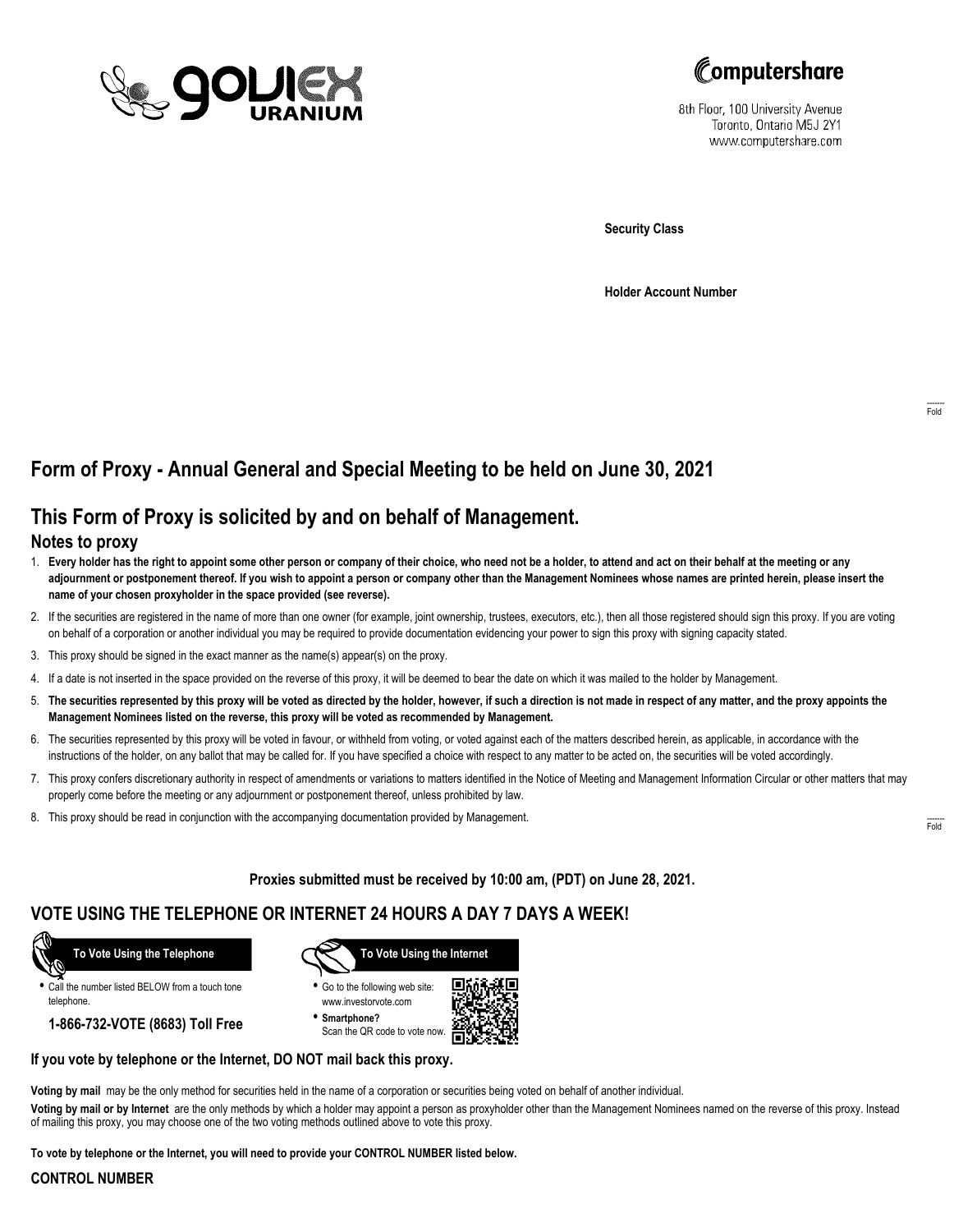goviex URANIUM

Computershare

8th Floor, 100 University Avenue
Toronto, Ontario M5J 2Y1
www.computershare.com

**Security Class**

**Holder Account Number**

Fold

# Form of Proxy - Annual General and Special Meeting to be held on June 30, 2021

## This Form of Proxy is solicited by and on behalf of Management.

### Notes to proxy

1. **Every holder has the right to appoint some other person or company of their choice, who need not be a holder, to attend and act on their behalf at the meeting or any adjournment or postponement thereof. If you wish to appoint a person or company other than the Management Nominees whose names are printed herein, please insert the name of your chosen proxyholder in the space provided (see reverse).**
2. If the securities are registered in the name of more than one owner (for example, joint ownership, trustees, executors, etc.), then all those registered should sign this proxy. If you are voting on behalf of a corporation or another individual you may be required to provide documentation evidencing your power to sign this proxy with signing capacity stated.
3. This proxy should be signed in the exact manner as the name(s) appear(s) on the proxy.
4. If a date is not inserted in the space provided on the reverse of this proxy, it will be deemed to bear the date on which it was mailed to the holder by Management.
5. **The securities represented by this proxy will be voted as directed by the holder, however, if such a direction is not made in respect of any matter, and the proxy appoints the Management Nominees listed on the reverse, this proxy will be voted as recommended by Management.**
6. The securities represented by this proxy will be voted in favour, or withheld from voting, or voted against each of the matters described herein, as applicable, in accordance with the instructions of the holder, on any ballot that may be called for. If you have specified a choice with respect to any matter to be acted on, the securities will be voted accordingly.
7. This proxy confers discretionary authority in respect of amendments or variations to matters identified in the Notice of Meeting and Management Information Circular or other matters that may properly come before the meeting or any adjournment or postponement thereof, unless prohibited by law.
8. This proxy should be read in conjunction with the accompanying documentation provided by Management.

Fold

**Proxies submitted must be received by 10:00 am, (PDT) on June 28, 2021.**

## VOTE USING THE TELEPHONE OR INTERNET 24 HOURS A DAY 7 DAYS A WEEK!

**To Vote Using the Telephone**

- Call the number listed BELOW from a touch tone telephone.

**1-866-732-VOTE (8683) Toll Free**

**To Vote Using the Internet**

- Go to the following web site: www.investorvote.com
- **Smartphone?** Scan the QR code to vote now.

**If you vote by telephone or the Internet, DO NOT mail back this proxy.**

**Voting by mail** may be the only method for securities held in the name of a corporation or securities being voted on behalf of another individual.

**Voting by mail or by Internet** are the only methods by which a holder may appoint a person as proxyholder other than the Management Nominees named on the reverse of this proxy. Instead of mailing this proxy, you may choose one of the two voting methods outlined above to vote this proxy.

**To vote by telephone or the Internet, you will need to provide your CONTROL NUMBER listed below.**

**CONTROL NUMBER**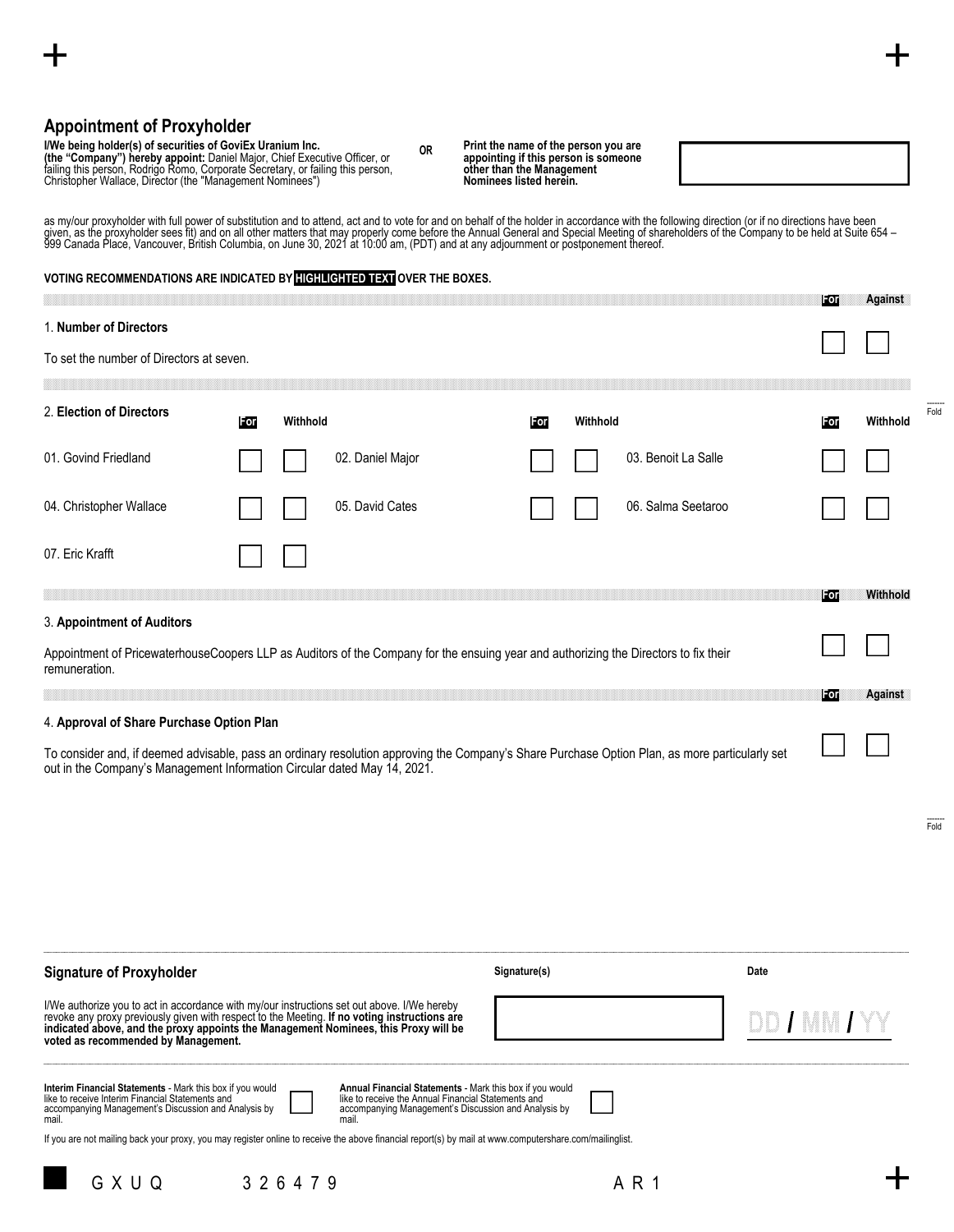## Appointment of Proxyholder

**I/We being holder(s) of securities of GoviEx Uranium Inc. (the "Company") hereby appoint:** Daniel Major, Chief Executive Officer, or failing this person, Rodrigo Romo, Corporate Secretary, or failing this person, Christopher Wallace, Director (the "Management Nominees")

**OR**

**Print the name of the person you are appointing if this person is someone other than the Management Nominees listed herein.**

as my/our proxyholder with full power of substitution and to attend, act and to vote for and on behalf of the holder in accordance with the following direction (or if no directions have been given, as the proxyholder sees fit) and on all other matters that may properly come before the Annual General and Special Meeting of shareholders of the Company to be held at Suite 654 – 999 Canada Place, Vancouver, British Columbia, on June 30, 2021 at 10:00 am, (PDT) and at any adjournment or postponement thereof.

**VOTING RECOMMENDATIONS ARE INDICATED BY HIGHLIGHTED TEXT OVER THE BOXES.**

| | For | Against |
|---|---|---|
| 1. **Number of Directors**<br>To set the number of Directors at seven. | ☐ | ☐ |

2. **Election of Directors**

| | For | Withhold | | For | Withhold | | For | Withhold |
|---|---|---|---|---|---|---|---|---|
| 01. Govind Friedland | ☐ | ☐ | 02. Daniel Major | ☐ | ☐ | 03. Benoit La Salle | ☐ | ☐ |
| 04. Christopher Wallace | ☐ | ☐ | 05. David Cates | ☐ | ☐ | 06. Salma Seetaroo | ☐ | ☐ |
| 07. Eric Krafft | ☐ | ☐ | | | | | | |

| | For | Withhold |
|---|---|---|
| 3. **Appointment of Auditors**<br>Appointment of PricewaterhouseCoopers LLP as Auditors of the Company for the ensuing year and authorizing the Directors to fix their remuneration. | ☐ | ☐ |

| | For | Against |
|---|---|---|
| 4. **Approval of Share Purchase Option Plan**<br>To consider and, if deemed advisable, pass an ordinary resolution approving the Company's Share Purchase Option Plan, as more particularly set out in the Company's Management Information Circular dated May 14, 2021. | ☐ | ☐ |

## Signature of Proxyholder

I/We authorize you to act in accordance with my/our instructions set out above. I/We hereby revoke any proxy previously given with respect to the Meeting. **If no voting instructions are indicated above, and the proxy appoints the Management Nominees, this Proxy will be voted as recommended by Management.**

Signature(s)

Date

DD / MM / YY

**Interim Financial Statements** - Mark this box if you would like to receive Interim Financial Statements and accompanying Management's Discussion and Analysis by mail. ☐

**Annual Financial Statements** - Mark this box if you would like to receive the Annual Financial Statements and accompanying Management's Discussion and Analysis by mail. ☐

If you are not mailing back your proxy, you may register online to receive the above financial report(s) by mail at www.computershare.com/mailinglist.

G X U Q 3 2 6 4 7 9 A R 1